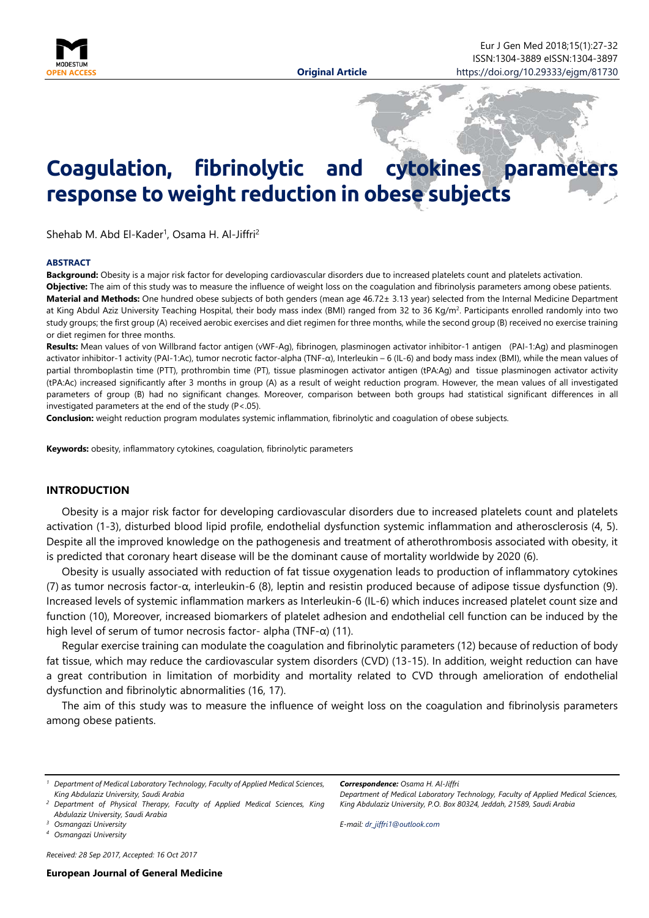**Original Article**

# Coagulation, fibrinolytic and cytokines parameters response to weight reduction in obese subjects

Shehab M. Abd El-Kader[1], Osama H. Al-Jiffri[2]

### ABSTRACT

**Background:** Obesity is a major risk factor for developing cardiovascular disorders due to increased platelets count and platelets activation.

**Objective:** The aim of this study was to measure the influence of weight loss on the coagulation and fibrinolysis parameters among obese patients.

**Material and Methods:** One hundred obese subjects of both genders (mean age 46.72± 3.13 year) selected from the Internal Medicine Department at King Abdul Aziz University Teaching Hospital, their body mass index (BMI) ranged from 32 to 36 Kg/m$^2$. Participants enrolled randomly into two study groups; the first group (A) received aerobic exercises and diet regimen for three months, while the second group (B) received no exercise training or diet regimen for three months.

**Results:** Mean values of von Willbrand factor antigen (vWF-Ag), fibrinogen, plasminogen activator inhibitor-1 antigen (PAI-1:Ag) and plasminogen activator inhibitor-1 activity (PAI-1:Ac), tumor necrotic factor-alpha (TNF-α), Interleukin – 6 (IL-6) and body mass index (BMI), while the mean values of partial thromboplastin time (PTT), prothrombin time (PT), tissue plasminogen activator antigen (tPA:Ag) and tissue plasminogen activator activity (tPA:Ac) increased significantly after 3 months in group (A) as a result of weight reduction program. However, the mean values of all investigated parameters of group (B) had no significant changes. Moreover, comparison between both groups had statistical significant differences in all investigated parameters at the end of the study (P<.05).

**Conclusion:** weight reduction program modulates systemic inflammation, fibrinolytic and coagulation of obese subjects.

**Keywords:** obesity, inflammatory cytokines, coagulation, fibrinolytic parameters

## INTRODUCTION

Obesity is a major risk factor for developing cardiovascular disorders due to increased platelets count and platelets activation (1-3), disturbed blood lipid profile, endothelial dysfunction systemic inflammation and atherosclerosis (4, 5). Despite all the improved knowledge on the pathogenesis and treatment of atherothrombosis associated with obesity, it is predicted that coronary heart disease will be the dominant cause of mortality worldwide by 2020 (6).

Obesity is usually associated with reduction of fat tissue oxygenation leads to production of inflammatory cytokines (7) as tumor necrosis factor-α, interleukin-6 (8), leptin and resistin produced because of adipose tissue dysfunction (9). Increased levels of systemic inflammation markers as Interleukin-6 (IL-6) which induces increased platelet count size and function (10), Moreover, increased biomarkers of platelet adhesion and endothelial cell function can be induced by the high level of serum of tumor necrosis factor- alpha (TNF-α) (11).

Regular exercise training can modulate the coagulation and fibrinolytic parameters (12) because of reduction of body fat tissue, which may reduce the cardiovascular system disorders (CVD) (13-15). In addition, weight reduction can have a great contribution in limitation of morbidity and mortality related to CVD through amelioration of endothelial dysfunction and fibrinolytic abnormalities (16, 17).

The aim of this study was to measure the influence of weight loss on the coagulation and fibrinolysis parameters among obese patients.

---

[1] *Department of Medical Laboratory Technology, Faculty of Applied Medical Sciences, King Abdulaziz University, Saudi Arabia*

[2] *Department of Physical Therapy, Faculty of Applied Medical Sciences, King Abdulaziz University, Saudi Arabia*

[3] *Osmangazi University*

[4] *Osmangazi University*

***Correspondence:*** *Osama H. Al-Jiffri*
*Department of Medical Laboratory Technology, Faculty of Applied Medical Sciences, King Abdulaziz University, P.O. Box 80324, Jeddah, 21589, Saudi Arabia*

*E-mail: dr_jiffri1@outlook.com*

*Received: 28 Sep 2017, Accepted: 16 Oct 2017*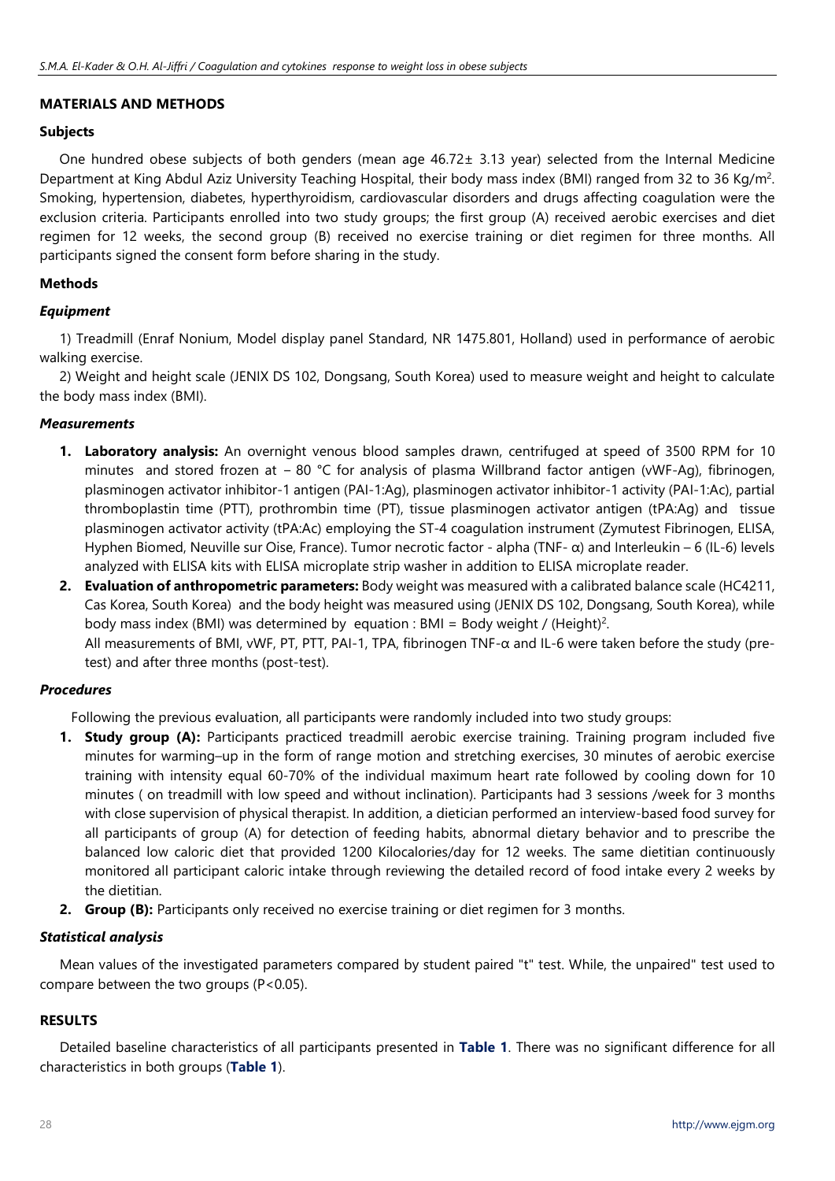## MATERIALS AND METHODS

### Subjects

One hundred obese subjects of both genders (mean age 46.72± 3.13 year) selected from the Internal Medicine Department at King Abdul Aziz University Teaching Hospital, their body mass index (BMI) ranged from 32 to 36 Kg/m$^2$. Smoking, hypertension, diabetes, hyperthyroidism, cardiovascular disorders and drugs affecting coagulation were the exclusion criteria. Participants enrolled into two study groups; the first group (A) received aerobic exercises and diet regimen for 12 weeks, the second group (B) received no exercise training or diet regimen for three months. All participants signed the consent form before sharing in the study.

### Methods

#### *Equipment*

1) Treadmill (Enraf Nonium, Model display panel Standard, NR 1475.801, Holland) used in performance of aerobic walking exercise.

2) Weight and height scale (JENIX DS 102, Dongsang, South Korea) used to measure weight and height to calculate the body mass index (BMI).

#### *Measurements*

1. **Laboratory analysis:** An overnight venous blood samples drawn, centrifuged at speed of 3500 RPM for 10 minutes and stored frozen at – 80 °C for analysis of plasma Willbrand factor antigen (vWF-Ag), fibrinogen, plasminogen activator inhibitor-1 antigen (PAI-1:Ag), plasminogen activator inhibitor-1 activity (PAI-1:Ac), partial thromboplastin time (PTT), prothrombin time (PT), tissue plasminogen activator antigen (tPA:Ag) and tissue plasminogen activator activity (tPA:Ac) employing the ST-4 coagulation instrument (Zymutest Fibrinogen, ELISA, Hyphen Biomed, Neuville sur Oise, France). Tumor necrotic factor - alpha (TNF- α) and Interleukin – 6 (IL-6) levels analyzed with ELISA kits with ELISA microplate strip washer in addition to ELISA microplate reader.
2. **Evaluation of anthropometric parameters:** Body weight was measured with a calibrated balance scale (HC4211, Cas Korea, South Korea) and the body height was measured using (JENIX DS 102, Dongsang, South Korea), while body mass index (BMI) was determined by equation : BMI = Body weight / (Height)$^2$.
   All measurements of BMI, vWF, PT, PTT, PAI-1, TPA, fibrinogen TNF-α and IL-6 were taken before the study (pre-test) and after three months (post-test).

#### *Procedures*

Following the previous evaluation, all participants were randomly included into two study groups:

1. **Study group (A):** Participants practiced treadmill aerobic exercise training. Training program included five minutes for warming–up in the form of range motion and stretching exercises, 30 minutes of aerobic exercise training with intensity equal 60-70% of the individual maximum heart rate followed by cooling down for 10 minutes ( on treadmill with low speed and without inclination). Participants had 3 sessions /week for 3 months with close supervision of physical therapist. In addition, a dietician performed an interview-based food survey for all participants of group (A) for detection of feeding habits, abnormal dietary behavior and to prescribe the balanced low caloric diet that provided 1200 Kilocalories/day for 12 weeks. The same dietitian continuously monitored all participant caloric intake through reviewing the detailed record of food intake every 2 weeks by the dietitian.
2. **Group (B):** Participants only received no exercise training or diet regimen for 3 months.

#### *Statistical analysis*

Mean values of the investigated parameters compared by student paired "t" test. While, the unpaired" test used to compare between the two groups ($P<0.05$).

## RESULTS

Detailed baseline characteristics of all participants presented in **Table 1**. There was no significant difference for all characteristics in both groups (**Table 1**).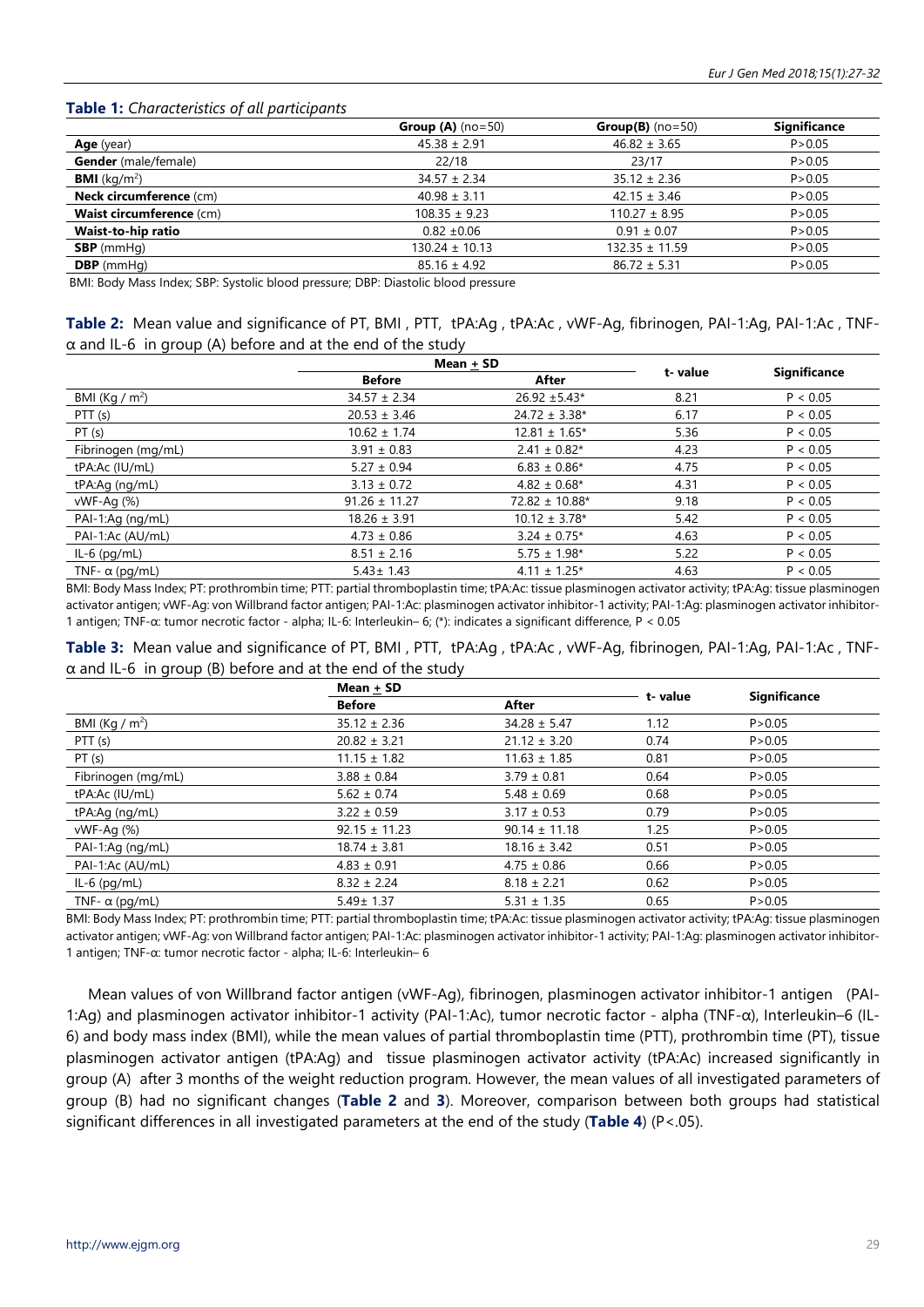**Table 1:** *Characteristics of all participants*

| | **Group (A)** (no=50) | **Group(B)** (no=50) | **Significance** |
|---|---|---|---|
| **Age** (year) | 45.38 ± 2.91 | 46.82 ± 3.65 | P>0.05 |
| **Gender** (male/female) | 22/18 | 23/17 | P>0.05 |
| **BMI** (kg/m$^2$) | 34.57 ± 2.34 | 35.12 ± 2.36 | P>0.05 |
| **Neck circumference** (cm) | 40.98 ± 3.11 | 42.15 ± 3.46 | P>0.05 |
| **Waist circumference** (cm) | 108.35 ± 9.23 | 110.27 ± 8.95 | P>0.05 |
| **Waist-to-hip ratio** | 0.82 ±0.06 | 0.91 ± 0.07 | P>0.05 |
| **SBP** (mmHg) | 130.24 ± 10.13 | 132.35 ± 11.59 | P>0.05 |
| **DBP** (mmHg) | 85.16 ± 4.92 | 86.72 ± 5.31 | P>0.05 |

BMI: Body Mass Index; SBP: Systolic blood pressure; DBP: Diastolic blood pressure

**Table 2:** Mean value and significance of PT, BMI , PTT, tPA:Ag , tPA:Ac , vWF-Ag, fibrinogen, PAI-1:Ag, PAI-1:Ac , TNF-α and IL-6 in group (A) before and at the end of the study

| | Mean ± SD | | t- value | Significance |
|---|---|---|---|---|
| | **Before** | **After** | | |
| BMI (Kg / m$^2$) | 34.57 ± 2.34 | 26.92 ±5.43* | 8.21 | P < 0.05 |
| PTT (s) | 20.53 ± 3.46 | 24.72 ± 3.38* | 6.17 | P < 0.05 |
| PT (s) | 10.62 ± 1.74 | 12.81 ± 1.65* | 5.36 | P < 0.05 |
| Fibrinogen (mg/mL) | 3.91 ± 0.83 | 2.41 ± 0.82* | 4.23 | P < 0.05 |
| tPA:Ac (IU/mL) | 5.27 ± 0.94 | 6.83 ± 0.86* | 4.75 | P < 0.05 |
| tPA:Ag (ng/mL) | 3.13 ± 0.72 | 4.82 ± 0.68* | 4.31 | P < 0.05 |
| vWF-Ag (%) | 91.26 ± 11.27 | 72.82 ± 10.88* | 9.18 | P < 0.05 |
| PAI-1:Ag (ng/mL) | 18.26 ± 3.91 | 10.12 ± 3.78* | 5.42 | P < 0.05 |
| PAI-1:Ac (AU/mL) | 4.73 ± 0.86 | 3.24 ± 0.75* | 4.63 | P < 0.05 |
| IL-6 (pg/mL) | 8.51 ± 2.16 | 5.75 ± 1.98* | 5.22 | P < 0.05 |
| TNF- α (pg/mL) | 5.43± 1.43 | 4.11 ± 1.25* | 4.63 | P < 0.05 |

BMI: Body Mass Index; PT: prothrombin time; PTT: partial thromboplastin time; tPA:Ac: tissue plasminogen activator activity; tPA:Ag: tissue plasminogen activator antigen; vWF-Ag: von Willbrand factor antigen; PAI-1:Ac: plasminogen activator inhibitor-1 activity; PAI-1:Ag: plasminogen activator inhibitor-1 antigen; TNF-α: tumor necrotic factor - alpha; IL-6: Interleukin– 6; (*): indicates a significant difference, P < 0.05

**Table 3:** Mean value and significance of PT, BMI , PTT, tPA:Ag , tPA:Ac , vWF-Ag, fibrinogen, PAI-1:Ag, PAI-1:Ac , TNF-α and IL-6 in group (B) before and at the end of the study

| | Mean ± SD | | t- value | Significance |
|---|---|---|---|---|
| | **Before** | **After** | | |
| BMI (Kg / m$^2$) | 35.12 ± 2.36 | 34.28 ± 5.47 | 1.12 | P>0.05 |
| PTT (s) | 20.82 ± 3.21 | 21.12 ± 3.20 | 0.74 | P>0.05 |
| PT (s) | 11.15 ± 1.82 | 11.63 ± 1.85 | 0.81 | P>0.05 |
| Fibrinogen (mg/mL) | 3.88 ± 0.84 | 3.79 ± 0.81 | 0.64 | P>0.05 |
| tPA:Ac (IU/mL) | 5.62 ± 0.74 | 5.48 ± 0.69 | 0.68 | P>0.05 |
| tPA:Ag (ng/mL) | 3.22 ± 0.59 | 3.17 ± 0.53 | 0.79 | P>0.05 |
| vWF-Ag (%) | 92.15 ± 11.23 | 90.14 ± 11.18 | 1.25 | P>0.05 |
| PAI-1:Ag (ng/mL) | 18.74 ± 3.81 | 18.16 ± 3.42 | 0.51 | P>0.05 |
| PAI-1:Ac (AU/mL) | 4.83 ± 0.91 | 4.75 ± 0.86 | 0.66 | P>0.05 |
| IL-6 (pg/mL) | 8.32 ± 2.24 | 8.18 ± 2.21 | 0.62 | P>0.05 |
| TNF- α (pg/mL) | 5.49± 1.37 | 5.31 ± 1.35 | 0.65 | P>0.05 |

BMI: Body Mass Index; PT: prothrombin time; PTT: partial thromboplastin time; tPA:Ac: tissue plasminogen activator activity; tPA:Ag: tissue plasminogen activator antigen; vWF-Ag: von Willbrand factor antigen; PAI-1:Ac: plasminogen activator inhibitor-1 activity; PAI-1:Ag: plasminogen activator inhibitor-1 antigen; TNF-α: tumor necrotic factor - alpha; IL-6: Interleukin– 6

Mean values of von Willbrand factor antigen (vWF-Ag), fibrinogen, plasminogen activator inhibitor-1 antigen (PAI-1:Ag) and plasminogen activator inhibitor-1 activity (PAI-1:Ac), tumor necrotic factor - alpha (TNF-α), Interleukin–6 (IL-6) and body mass index (BMI), while the mean values of partial thromboplastin time (PTT), prothrombin time (PT), tissue plasminogen activator antigen (tPA:Ag) and tissue plasminogen activator activity (tPA:Ac) increased significantly in group (A) after 3 months of the weight reduction program. However, the mean values of all investigated parameters of group (B) had no significant changes (**Table 2** and **3**). Moreover, comparison between both groups had statistical significant differences in all investigated parameters at the end of the study (**Table 4**) (P<.05).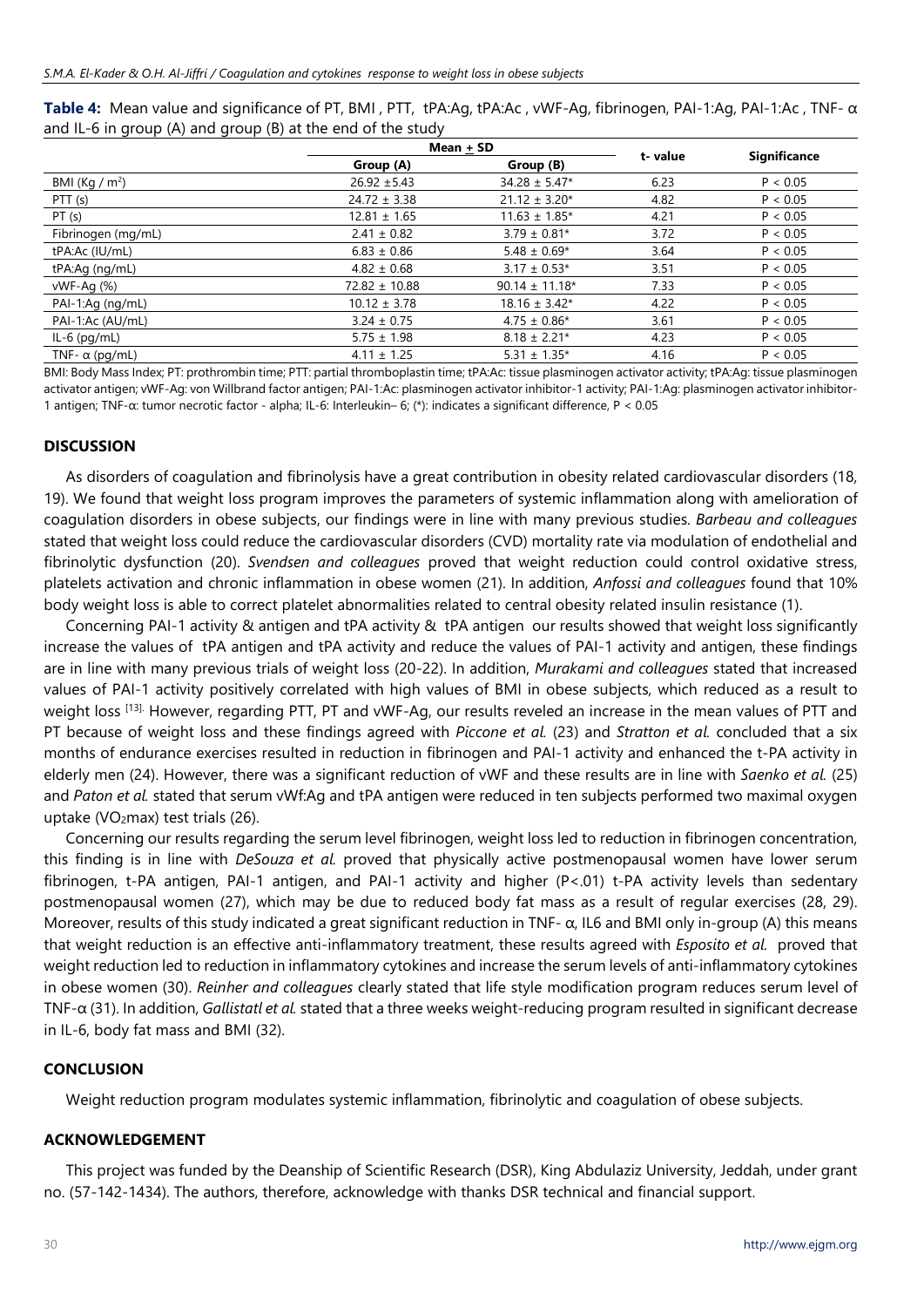**Table 4:** Mean value and significance of PT, BMI , PTT, tPA:Ag, tPA:Ac , vWF-Ag, fibrinogen, PAI-1:Ag, PAI-1:Ac , TNF- α and IL-6 in group (A) and group (B) at the end of the study

| | Mean ± SD | | t- value | Significance |
|---|---|---|---|---|
| | Group (A) | Group (B) | | |
| BMI (Kg / m$^2$) | 26.92 ±5.43 | 34.28 ± 5.47* | 6.23 | P < 0.05 |
| PTT (s) | 24.72 ± 3.38 | 21.12 ± 3.20* | 4.82 | P < 0.05 |
| PT (s) | 12.81 ± 1.65 | 11.63 ± 1.85* | 4.21 | P < 0.05 |
| Fibrinogen (mg/mL) | 2.41 ± 0.82 | 3.79 ± 0.81* | 3.72 | P < 0.05 |
| tPA:Ac (IU/mL) | 6.83 ± 0.86 | 5.48 ± 0.69* | 3.64 | P < 0.05 |
| tPA:Ag (ng/mL) | 4.82 ± 0.68 | 3.17 ± 0.53* | 3.51 | P < 0.05 |
| vWF-Ag (%) | 72.82 ± 10.88 | 90.14 ± 11.18* | 7.33 | P < 0.05 |
| PAI-1:Ag (ng/mL) | 10.12 ± 3.78 | 18.16 ± 3.42* | 4.22 | P < 0.05 |
| PAI-1:Ac (AU/mL) | 3.24 ± 0.75 | 4.75 ± 0.86* | 3.61 | P < 0.05 |
| IL-6 (pg/mL) | 5.75 ± 1.98 | 8.18 ± 2.21* | 4.23 | P < 0.05 |
| TNF- α (pg/mL) | 4.11 ± 1.25 | 5.31 ± 1.35* | 4.16 | P < 0.05 |

BMI: Body Mass Index; PT: prothrombin time; PTT: partial thromboplastin time; tPA:Ac: tissue plasminogen activator activity; tPA:Ag: tissue plasminogen activator antigen; vWF-Ag: von Willbrand factor antigen; PAI-1:Ac: plasminogen activator inhibitor-1 activity; PAI-1:Ag: plasminogen activator inhibitor-1 antigen; TNF-α: tumor necrotic factor - alpha; IL-6: Interleukin– 6; (*): indicates a significant difference, P < 0.05

## DISCUSSION

As disorders of coagulation and fibrinolysis have a great contribution in obesity related cardiovascular disorders (18, 19). We found that weight loss program improves the parameters of systemic inflammation along with amelioration of coagulation disorders in obese subjects, our findings were in line with many previous studies. *Barbeau and colleagues* stated that weight loss could reduce the cardiovascular disorders (CVD) mortality rate via modulation of endothelial and fibrinolytic dysfunction (20). *Svendsen and colleagues* proved that weight reduction could control oxidative stress, platelets activation and chronic inflammation in obese women (21). In addition, *Anfossi and colleagues* found that 10% body weight loss is able to correct platelet abnormalities related to central obesity related insulin resistance (1).

Concerning PAI-1 activity & antigen and tPA activity & tPA antigen our results showed that weight loss significantly increase the values of tPA antigen and tPA activity and reduce the values of PAI-1 activity and antigen, these findings are in line with many previous trials of weight loss (20-22). In addition, *Murakami and colleagues* stated that increased values of PAI-1 activity positively correlated with high values of BMI in obese subjects, which reduced as a result to weight loss [13]. However, regarding PTT, PT and vWF-Ag, our results reveled an increase in the mean values of PTT and PT because of weight loss and these findings agreed with *Piccone et al.* (23) and *Stratton et al.* concluded that a six months of endurance exercises resulted in reduction in fibrinogen and PAI-1 activity and enhanced the t-PA activity in elderly men (24). However, there was a significant reduction of vWF and these results are in line with *Saenko et al.* (25) and *Paton et al.* stated that serum vWf:Ag and tPA antigen were reduced in ten subjects performed two maximal oxygen uptake ($VO_2$max) test trials (26).

Concerning our results regarding the serum level fibrinogen, weight loss led to reduction in fibrinogen concentration, this finding is in line with *DeSouza et al.* proved that physically active postmenopausal women have lower serum fibrinogen, t-PA antigen, PAI-1 antigen, and PAI-1 activity and higher (P<.01) t-PA activity levels than sedentary postmenopausal women (27), which may be due to reduced body fat mass as a result of regular exercises (28, 29). Moreover, results of this study indicated a great significant reduction in TNF- α, IL6 and BMI only in-group (A) this means that weight reduction is an effective anti-inflammatory treatment, these results agreed with *Esposito et al.* proved that weight reduction led to reduction in inflammatory cytokines and increase the serum levels of anti-inflammatory cytokines in obese women (30). *Reinher and colleagues* clearly stated that life style modification program reduces serum level of TNF-α (31). In addition, *Gallistatl et al.* stated that a three weeks weight-reducing program resulted in significant decrease in IL-6, body fat mass and BMI (32).

## CONCLUSION

Weight reduction program modulates systemic inflammation, fibrinolytic and coagulation of obese subjects.

## ACKNOWLEDGEMENT

This project was funded by the Deanship of Scientific Research (DSR), King Abdulaziz University, Jeddah, under grant no. (57-142-1434). The authors, therefore, acknowledge with thanks DSR technical and financial support.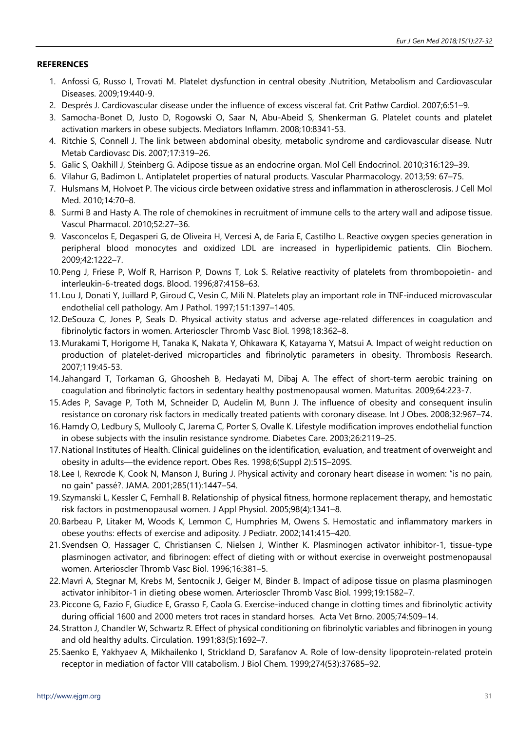## REFERENCES

1. Anfossi G, Russo I, Trovati M. Platelet dysfunction in central obesity .Nutrition, Metabolism and Cardiovascular Diseases. 2009;19:440-9.
2. Després J. Cardiovascular disease under the influence of excess visceral fat. Crit Pathw Cardiol. 2007;6:51–9.
3. Samocha-Bonet D, Justo D, Rogowski O, Saar N, Abu-Abeid S, Shenkerman G. Platelet counts and platelet activation markers in obese subjects. Mediators Inflamm. 2008;10:8341-53.
4. Ritchie S, Connell J. The link between abdominal obesity, metabolic syndrome and cardiovascular disease. Nutr Metab Cardiovasc Dis. 2007;17:319–26.
5. Galic S, Oakhill J, Steinberg G. Adipose tissue as an endocrine organ. Mol Cell Endocrinol. 2010;316:129–39.
6. Vilahur G, Badimon L. Antiplatelet properties of natural products. Vascular Pharmacology. 2013;59: 67–75.
7. Hulsmans M, Holvoet P. The vicious circle between oxidative stress and inflammation in atherosclerosis. J Cell Mol Med. 2010;14:70–8.
8. Surmi B and Hasty A. The role of chemokines in recruitment of immune cells to the artery wall and adipose tissue. Vascul Pharmacol. 2010;52:27–36.
9. Vasconcelos E, Degasperi G, de Oliveira H, Vercesi A, de Faria E, Castilho L. Reactive oxygen species generation in peripheral blood monocytes and oxidized LDL are increased in hyperlipidemic patients. Clin Biochem. 2009;42:1222–7.
10. Peng J, Friese P, Wolf R, Harrison P, Downs T, Lok S. Relative reactivity of platelets from thrombopoietin- and interleukin-6-treated dogs. Blood. 1996;87:4158–63.
11. Lou J, Donati Y, Juillard P, Giroud C, Vesin C, Mili N. Platelets play an important role in TNF-induced microvascular endothelial cell pathology. Am J Pathol. 1997;151:1397–1405.
12. DeSouza C, Jones P, Seals D. Physical activity status and adverse age-related differences in coagulation and fibrinolytic factors in women. Arterioscler Thromb Vasc Biol. 1998;18:362–8.
13. Murakami T, Horigome H, Tanaka K, Nakata Y, Ohkawara K, Katayama Y, Matsui A. Impact of weight reduction on production of platelet-derived microparticles and fibrinolytic parameters in obesity. Thrombosis Research. 2007;119:45-53.
14. Jahangard T, Torkaman G, Ghoosheh B, Hedayati M, Dibaj A. The effect of short-term aerobic training on coagulation and fibrinolytic factors in sedentary healthy postmenopausal women. Maturitas. 2009;64:223-7.
15. Ades P, Savage P, Toth M, Schneider D, Audelin M, Bunn J. The influence of obesity and consequent insulin resistance on coronary risk factors in medically treated patients with coronary disease. Int J Obes. 2008;32:967–74.
16. Hamdy O, Ledbury S, Mullooly C, Jarema C, Porter S, Ovalle K. Lifestyle modification improves endothelial function in obese subjects with the insulin resistance syndrome. Diabetes Care. 2003;26:2119–25.
17. National Institutes of Health. Clinical guidelines on the identification, evaluation, and treatment of overweight and obesity in adults—the evidence report. Obes Res. 1998;6(Suppl 2):51S–209S.
18. Lee I, Rexrode K, Cook N, Manson J, Buring J. Physical activity and coronary heart disease in women: "is no pain, no gain" passé?. JAMA. 2001;285(11):1447–54.
19. Szymanski L, Kessler C, Fernhall B. Relationship of physical fitness, hormone replacement therapy, and hemostatic risk factors in postmenopausal women. J Appl Physiol. 2005;98(4):1341–8.
20. Barbeau P, Litaker M, Woods K, Lemmon C, Humphries M, Owens S. Hemostatic and inflammatory markers in obese youths: effects of exercise and adiposity. J Pediatr. 2002;141:415–420.
21. Svendsen O, Hassager C, Christiansen C, Nielsen J, Winther K. Plasminogen activator inhibitor-1, tissue-type plasminogen activator, and fibrinogen: effect of dieting with or without exercise in overweight postmenopausal women. Arterioscler Thromb Vasc Biol. 1996;16:381–5.
22. Mavri A, Stegnar M, Krebs M, Sentocnik J, Geiger M, Binder B. Impact of adipose tissue on plasma plasminogen activator inhibitor-1 in dieting obese women. Arterioscler Thromb Vasc Biol. 1999;19:1582–7.
23. Piccone G, Fazio F, Giudice E, Grasso F, Caola G. Exercise-induced change in clotting times and fibrinolytic activity during official 1600 and 2000 meters trot races in standard horses. Acta Vet Brno. 2005;74:509–14.
24. Stratton J, Chandler W, Schwartz R. Effect of physical conditioning on fibrinolytic variables and fibrinogen in young and old healthy adults. Circulation. 1991;83(5):1692–7.
25. Saenko E, Yakhyaev A, Mikhailenko I, Strickland D, Sarafanov A. Role of low-density lipoprotein-related protein receptor in mediation of factor VIII catabolism. J Biol Chem. 1999;274(53):37685–92.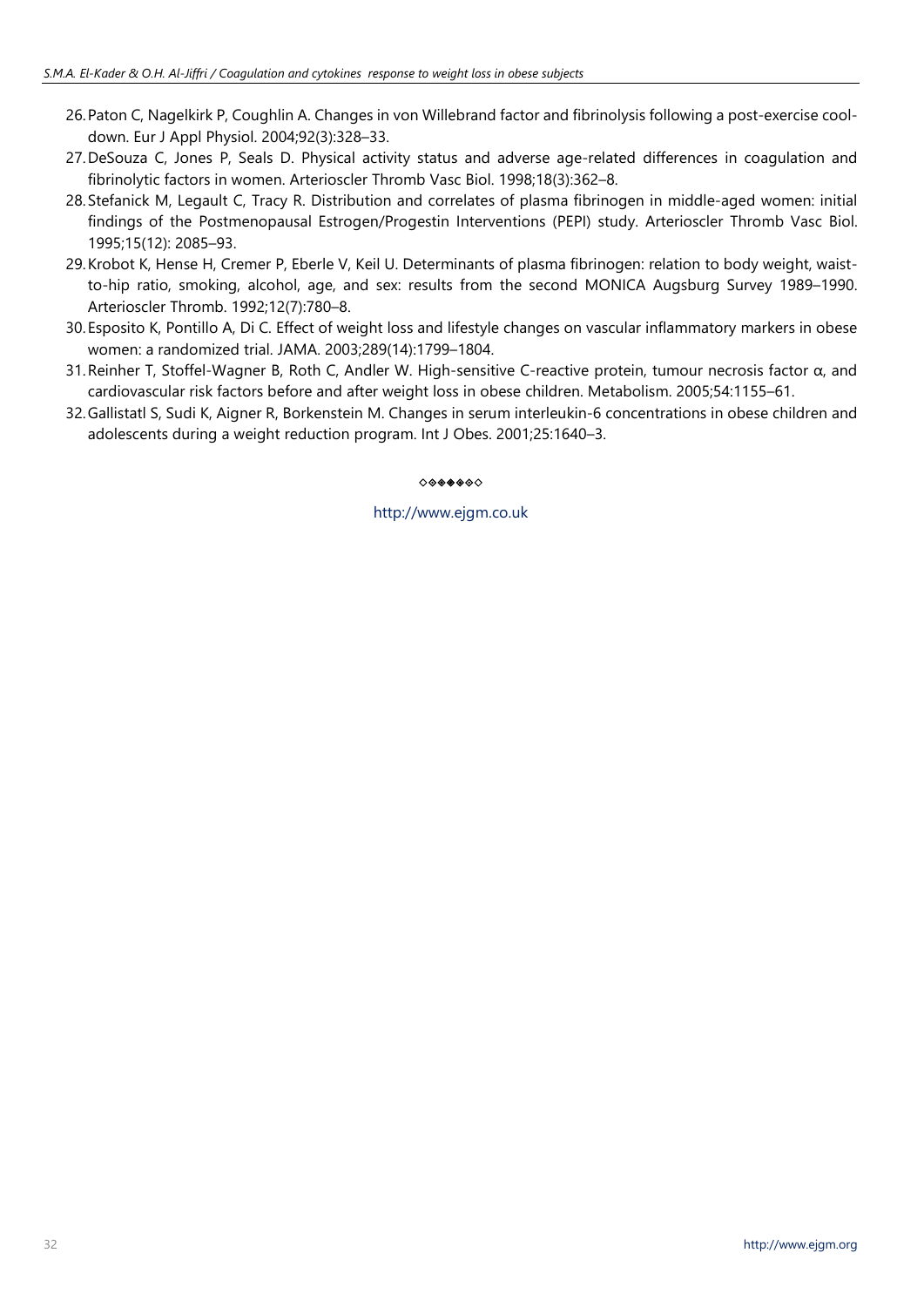26. Paton C, Nagelkirk P, Coughlin A. Changes in von Willebrand factor and fibrinolysis following a post-exercise cool-down. Eur J Appl Physiol. 2004;92(3):328–33.
27. DeSouza C, Jones P, Seals D. Physical activity status and adverse age-related differences in coagulation and fibrinolytic factors in women. Arterioscler Thromb Vasc Biol. 1998;18(3):362–8.
28. Stefanick M, Legault C, Tracy R. Distribution and correlates of plasma fibrinogen in middle-aged women: initial findings of the Postmenopausal Estrogen/Progestin Interventions (PEPI) study. Arterioscler Thromb Vasc Biol. 1995;15(12): 2085–93.
29. Krobot K, Hense H, Cremer P, Eberle V, Keil U. Determinants of plasma fibrinogen: relation to body weight, waist-to-hip ratio, smoking, alcohol, age, and sex: results from the second MONICA Augsburg Survey 1989–1990. Arterioscler Thromb. 1992;12(7):780–8.
30. Esposito K, Pontillo A, Di C. Effect of weight loss and lifestyle changes on vascular inflammatory markers in obese women: a randomized trial. JAMA. 2003;289(14):1799–1804.
31. Reinher T, Stoffel-Wagner B, Roth C, Andler W. High-sensitive C-reactive protein, tumour necrosis factor α, and cardiovascular risk factors before and after weight loss in obese children. Metabolism. 2005;54:1155–61.
32. Gallistatl S, Sudi K, Aigner R, Borkenstein M. Changes in serum interleukin-6 concentrations in obese children and adolescents during a weight reduction program. Int J Obes. 2001;25:1640–3.

◇◈◆◆◈◇

http://www.ejgm.co.uk